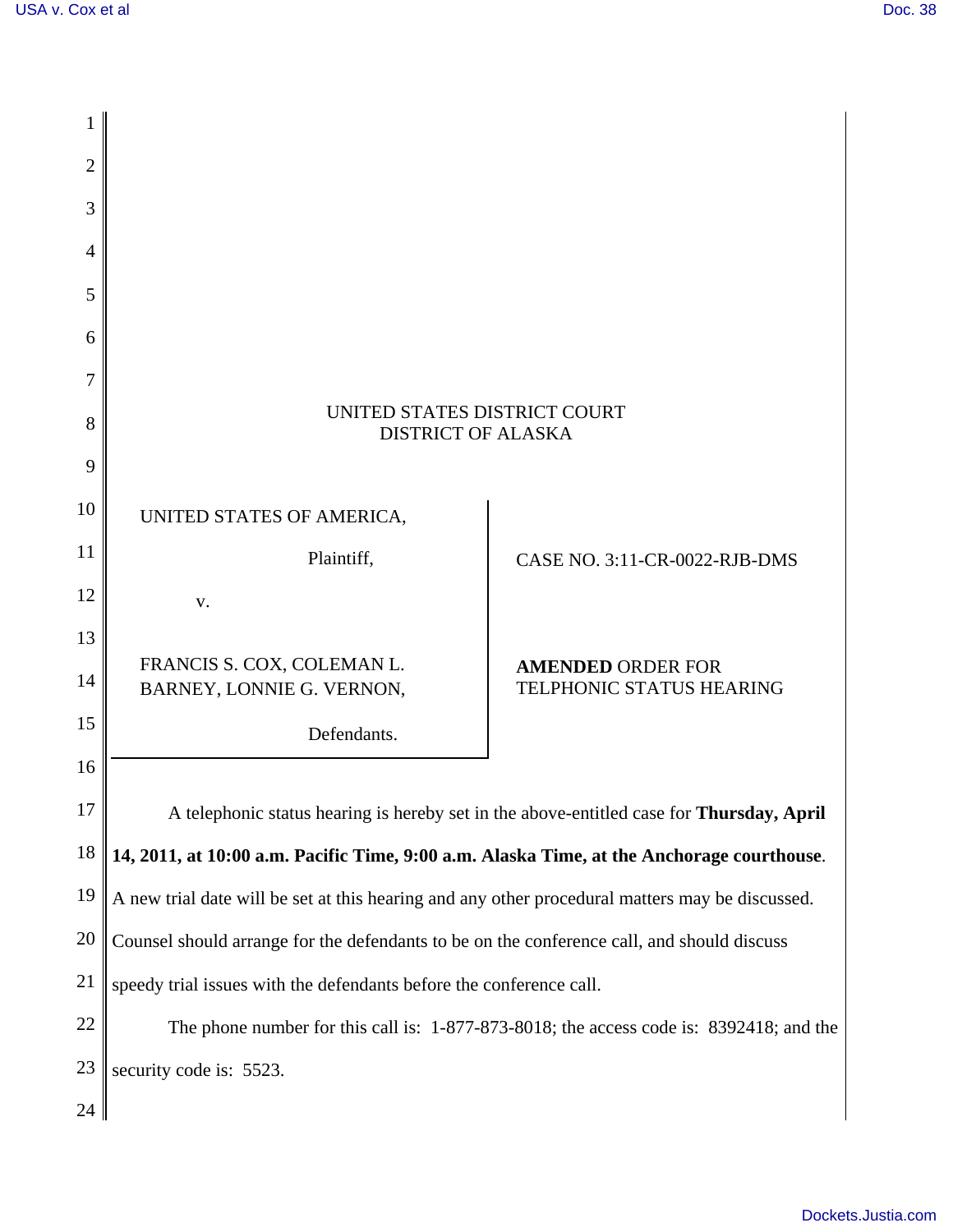UNITED STATES DISTRICT COURT
DISTRICT OF ALASKA

| | |
|---|---|
| UNITED STATES OF AMERICA,<br><br>Plaintiff,<br><br>v.<br><br>FRANCIS S. COX, COLEMAN L. BARNEY, LONNIE G. VERNON,<br><br>Defendants. | CASE NO. 3:11-CR-0022-RJB-DMS<br><br>**AMENDED** ORDER FOR TELPHONIC STATUS HEARING |

A telephonic status hearing is hereby set in the above-entitled case for **Thursday, April 14, 2011, at 10:00 a.m. Pacific Time, 9:00 a.m. Alaska Time, at the Anchorage courthouse**. A new trial date will be set at this hearing and any other procedural matters may be discussed. Counsel should arrange for the defendants to be on the conference call, and should discuss speedy trial issues with the defendants before the conference call.

The phone number for this call is: 1-877-873-8018; the access code is: 8392418; and the security code is: 5523.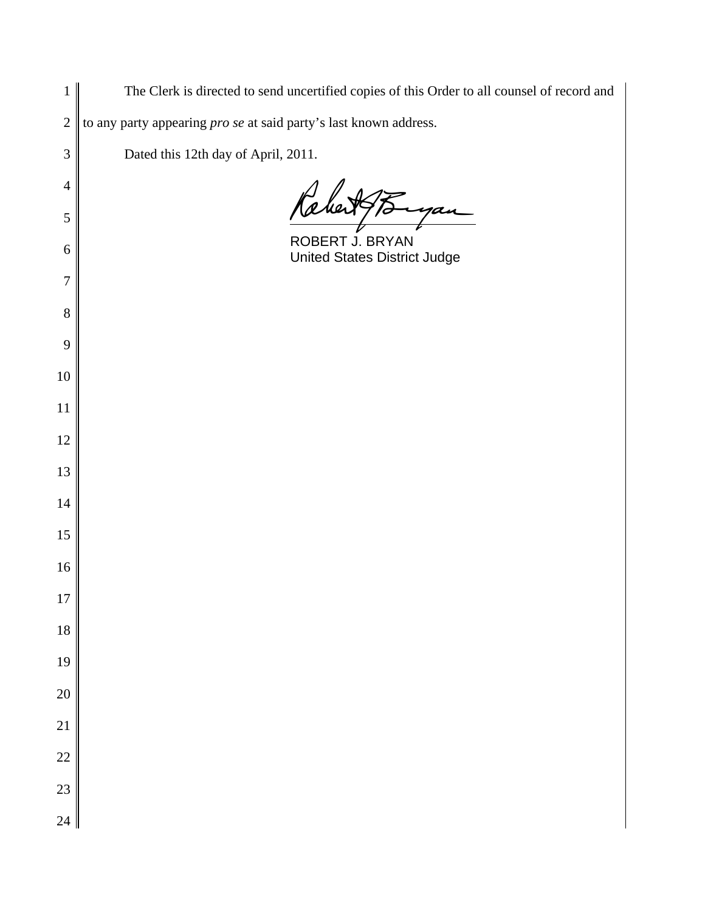The Clerk is directed to send uncertified copies of this Order to all counsel of record and to any party appearing *pro se* at said party's last known address.

Dated this 12th day of April, 2011.

ROBERT J. BRYAN
United States District Judge